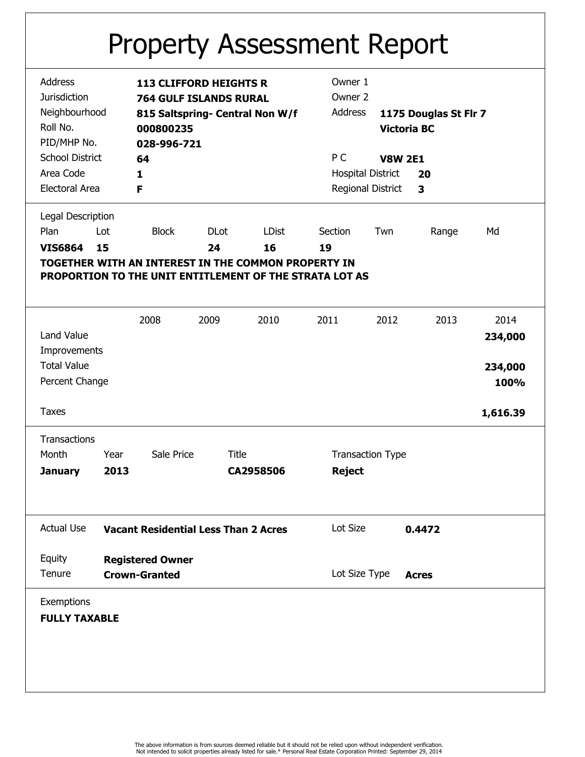# Property Assessment Report

| | | | |
|---|---|---|---|
| Address | **113 CLIFFORD HEIGHTS R** | Owner 1 | |
| Jurisdiction | **764 GULF ISLANDS RURAL** | Owner 2 | |
| Neighbourhood | **815 Saltspring- Central Non W/f** | Address | **1175 Douglas St Flr 7** |
| Roll No. | **000800235** | | **Victoria BC** |
| PID/MHP No. | **028-996-721** | | |
| School District | **64** | P C | **V8W 2E1** |
| Area Code | **1** | Hospital District | **20** |
| Electoral Area | **F** | Regional District | **3** |

Legal Description

| Plan | Lot | Block | DLot | LDist | Section | Twn | Range | Md |
|---|---|---|---|---|---|---|---|---|
| **VIS6864** | **15** | | **24** | **16** | **19** | | | |

**TOGETHER WITH AN INTEREST IN THE COMMON PROPERTY IN PROPORTION TO THE UNIT ENTITLEMENT OF THE STRATA LOT AS**

| | 2008 | 2009 | 2010 | 2011 | 2012 | 2013 | 2014 |
|---|---|---|---|---|---|---|---|
| Land Value | | | | | | | **234,000** |
| Improvements | | | | | | | |
| Total Value | | | | | | | **234,000** |
| Percent Change | | | | | | | **100%** |
| Taxes | | | | | | | **1,616.39** |

Transactions

| Month | Year | Sale Price | Title | Transaction Type |
|---|---|---|---|---|
| **January** | **2013** | | **CA2958506** | **Reject** |

| | | | |
|---|---|---|---|
| Actual Use | **Vacant Residential Less Than 2 Acres** | Lot Size | **0.4472** |
| Equity | **Registered Owner** | | |
| Tenure | **Crown-Granted** | Lot Size Type | **Acres** |

Exemptions

**FULLY TAXABLE**

The above information is from sources deemed reliable but it should not be relied upon without independent verification.
Not intended to solicit properties already listed for sale.* Personal Real Estate Corporation Printed: September 29, 2014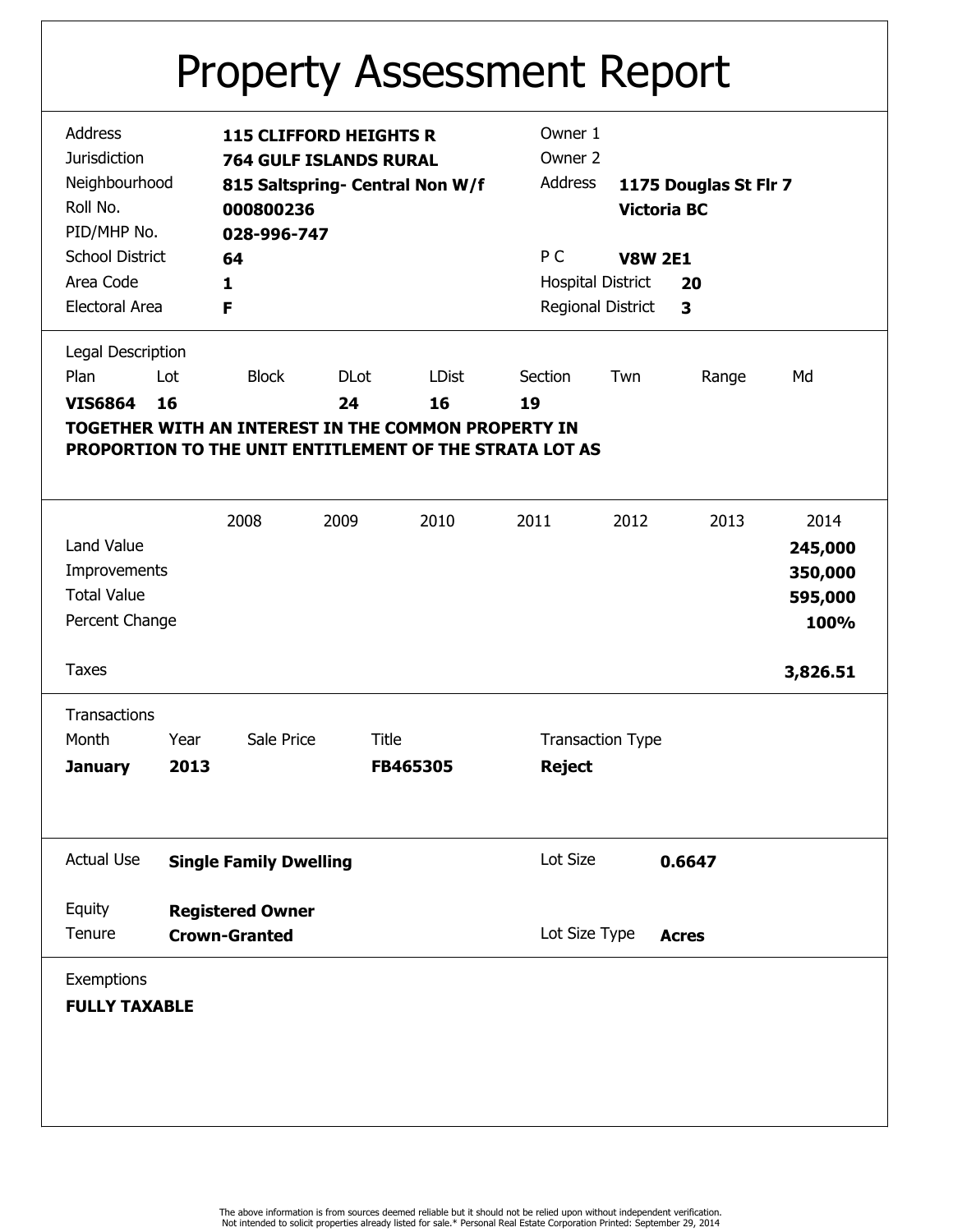# Property Assessment Report

| | | | |
|---|---|---|---|
| Address | **115 CLIFFORD HEIGHTS R** | Owner 1 | |
| Jurisdiction | **764 GULF ISLANDS RURAL** | Owner 2 | |
| Neighbourhood | **815 Saltspring- Central Non W/f** | Address | **1175 Douglas St Flr 7** |
| Roll No. | **000800236** | | **Victoria BC** |
| PID/MHP No. | **028-996-747** | | |
| School District | **64** | P C | **V8W 2E1** |
| Area Code | **1** | Hospital District | **20** |
| Electoral Area | **F** | Regional District | **3** |

Legal Description

| Plan | Lot | Block | DLot | LDist | Section | Twn | Range | Md |
|---|---|---|---|---|---|---|---|---|
| **VIS6864** | **16** | | **24** | **16** | **19** | | | |

**TOGETHER WITH AN INTEREST IN THE COMMON PROPERTY IN PROPORTION TO THE UNIT ENTITLEMENT OF THE STRATA LOT AS**

| | 2008 | 2009 | 2010 | 2011 | 2012 | 2013 | 2014 |
|---|---|---|---|---|---|---|---|
| Land Value | | | | | | | **245,000** |
| Improvements | | | | | | | **350,000** |
| Total Value | | | | | | | **595,000** |
| Percent Change | | | | | | | **100%** |
| Taxes | | | | | | | **3,826.51** |

Transactions

| Month | Year | Sale Price | Title | Transaction Type |
|---|---|---|---|---|
| **January** | **2013** | | **FB465305** | **Reject** |

| | | | |
|---|---|---|---|
| Actual Use | **Single Family Dwelling** | Lot Size | **0.6647** |
| Equity | **Registered Owner** | | |
| Tenure | **Crown-Granted** | Lot Size Type | **Acres** |

Exemptions

**FULLY TAXABLE**

The above information is from sources deemed reliable but it should not be relied upon without independent verification. Not intended to solicit properties already listed for sale.* Personal Real Estate Corporation Printed: September 29, 2014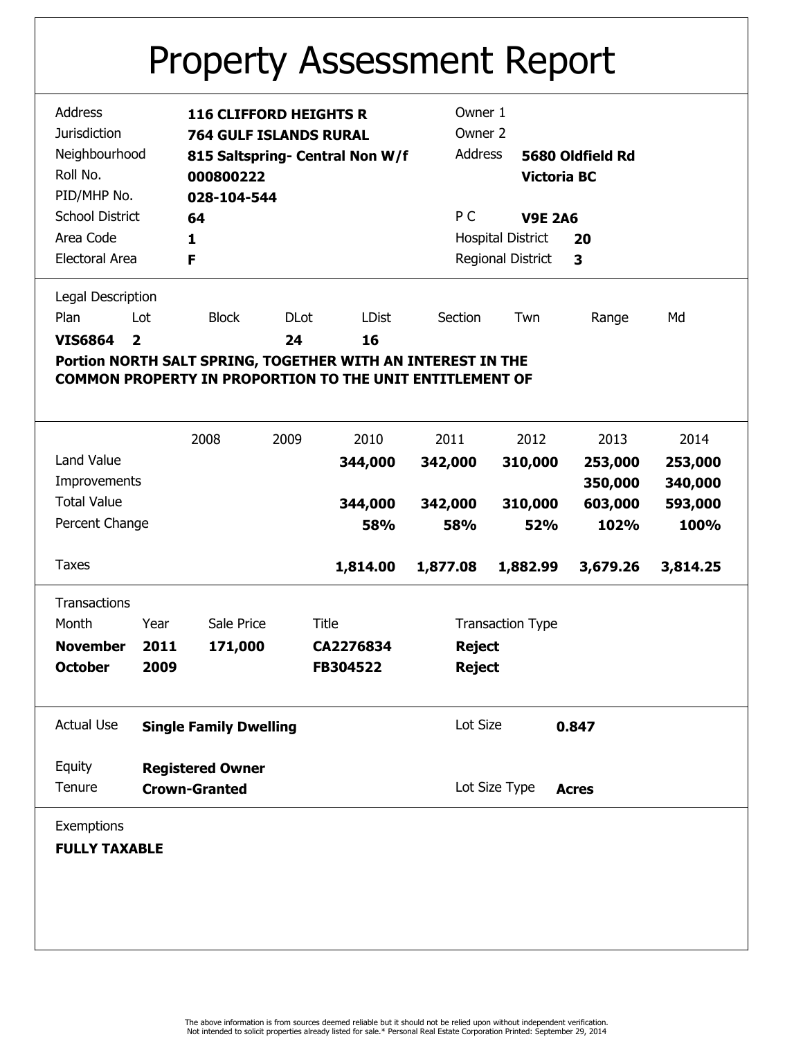# Property Assessment Report

| | | | |
|---|---|---|---|
| Address | **116 CLIFFORD HEIGHTS R** | Owner 1 | |
| Jurisdiction | **764 GULF ISLANDS RURAL** | Owner 2 | |
| Neighbourhood | **815 Saltspring- Central Non W/f** | Address | **5680 Oldfield Rd** |
| Roll No. | **000800222** | | **Victoria BC** |
| PID/MHP No. | **028-104-544** | | |
| School District | **64** | P C | **V9E 2A6** |
| Area Code | **1** | Hospital District | **20** |
| Electoral Area | **F** | Regional District | **3** |

Legal Description

| Plan | Lot | Block | DLot | LDist | Section | Twn | Range | Md |
|---|---|---|---|---|---|---|---|---|
| **VIS6864** | **2** | | **24** | **16** | | | | |

**Portion NORTH SALT SPRING, TOGETHER WITH AN INTEREST IN THE COMMON PROPERTY IN PROPORTION TO THE UNIT ENTITLEMENT OF**

| | 2008 | 2009 | 2010 | 2011 | 2012 | 2013 | 2014 |
|---|---|---|---|---|---|---|---|
| Land Value | | | **344,000** | **342,000** | **310,000** | **253,000** | **253,000** |
| Improvements | | | | | | **350,000** | **340,000** |
| Total Value | | | **344,000** | **342,000** | **310,000** | **603,000** | **593,000** |
| Percent Change | | | **58%** | **58%** | **52%** | **102%** | **100%** |
| Taxes | | | **1,814.00** | **1,877.08** | **1,882.99** | **3,679.26** | **3,814.25** |

Transactions

| Month | Year | Sale Price | Title | Transaction Type |
|---|---|---|---|---|
| **November** | **2011** | **171,000** | **CA2276834** | **Reject** |
| **October** | **2009** | | **FB304522** | **Reject** |

| | | | |
|---|---|---|---|
| Actual Use | **Single Family Dwelling** | Lot Size | **0.847** |
| Equity | **Registered Owner** | | |
| Tenure | **Crown-Granted** | Lot Size Type | **Acres** |

Exemptions

**FULLY TAXABLE**

The above information is from sources deemed reliable but it should not be relied upon without independent verification.
Not intended to solicit properties already listed for sale.* Personal Real Estate Corporation Printed: September 29, 2014